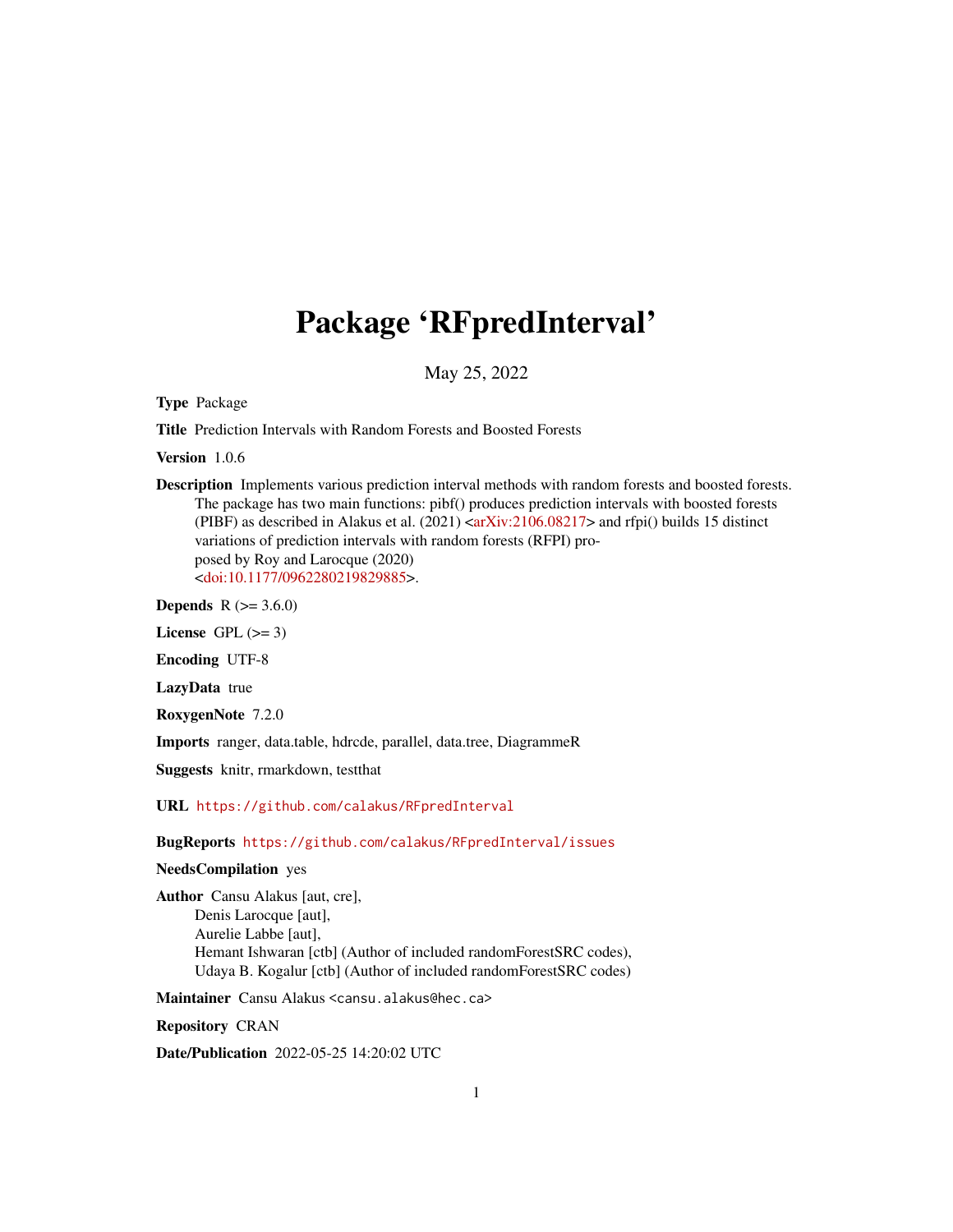# Package 'RFpredInterval'

May 25, 2022

**Type** Package

**Title** Prediction Intervals with Random Forests and Boosted Forests

**Version** 1.0.6

**Description** Implements various prediction interval methods with random forests and boosted forests. The package has two main functions: pibf() produces prediction intervals with boosted forests (PIBF) as described in Alakus et al. (2021) <arXiv:2106.08217> and rfpi() builds 15 distinct variations of prediction intervals with random forests (RFPI) proposed by Roy and Larocque (2020) <doi:10.1177/0962280219829885>.

**Depends** R (>= 3.6.0)

**License** GPL (>= 3)

**Encoding** UTF-8

**LazyData** true

**RoxygenNote** 7.2.0

**Imports** ranger, data.table, hdrcde, parallel, data.tree, DiagrammeR

**Suggests** knitr, rmarkdown, testthat

**URL** https://github.com/calakus/RFpredInterval

**BugReports** https://github.com/calakus/RFpredInterval/issues

**NeedsCompilation** yes

**Author** Cansu Alakus [aut, cre],
Denis Larocque [aut],
Aurelie Labbe [aut],
Hemant Ishwaran [ctb] (Author of included randomForestSRC codes),
Udaya B. Kogalur [ctb] (Author of included randomForestSRC codes)

**Maintainer** Cansu Alakus <cansu.alakus@hec.ca>

**Repository** CRAN

**Date/Publication** 2022-05-25 14:20:02 UTC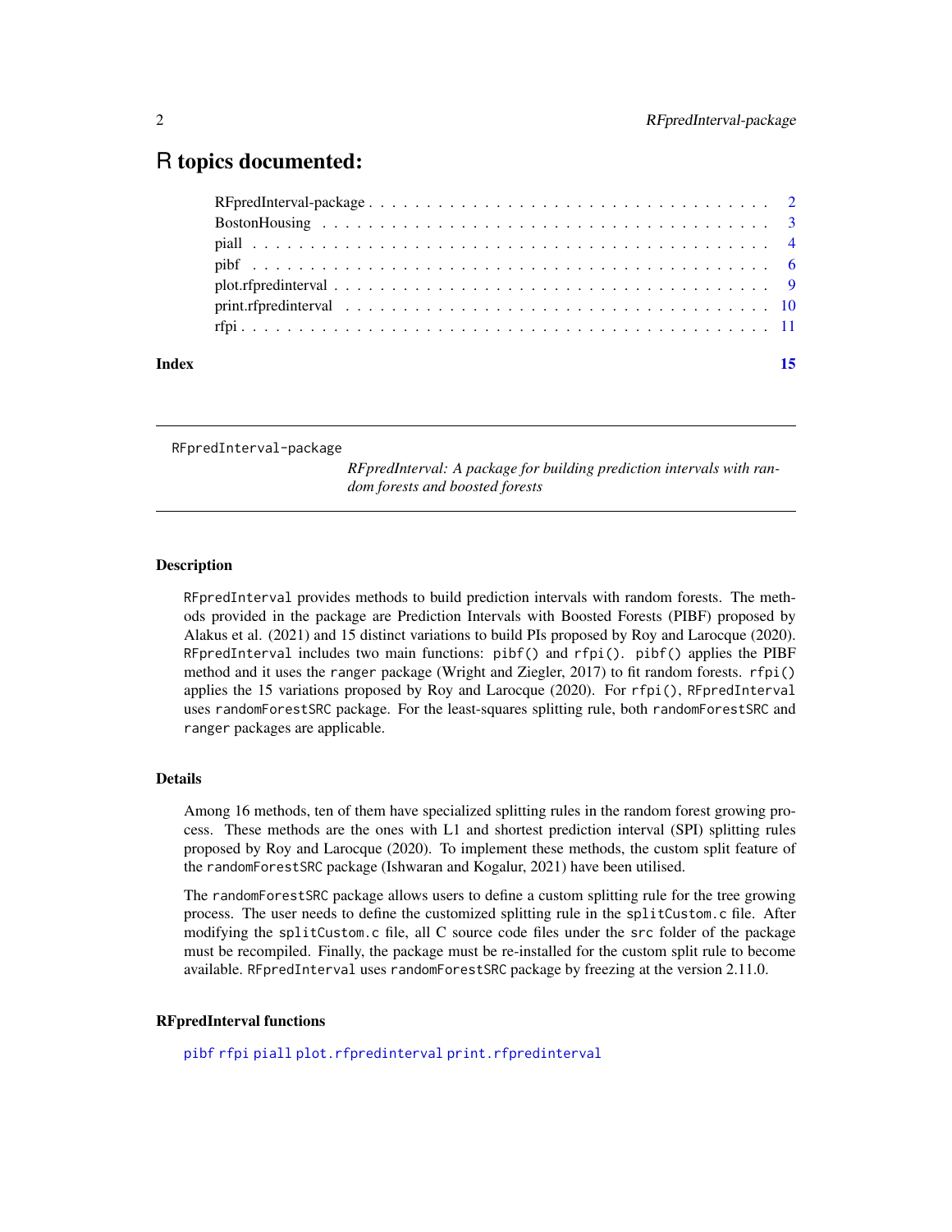# R topics documented:

- RFpredInterval-package . . . 2
- BostonHousing . . . 3
- piall . . . 4
- pibf . . . 6
- plot.rfpredinterval . . . 9
- print.rfpredinterval . . . 10
- rfpi . . . 11

**Index** 15

---

RFpredInterval-package    *RFpredInterval: A package for building prediction intervals with random forests and boosted forests*

---

## Description

`RFpredInterval` provides methods to build prediction intervals with random forests. The methods provided in the package are Prediction Intervals with Boosted Forests (PIBF) proposed by Alakus et al. (2021) and 15 distinct variations to build PIs proposed by Roy and Larocque (2020). `RFpredInterval` includes two main functions: `pibf()` and `rfpi()`. `pibf()` applies the PIBF method and it uses the `ranger` package (Wright and Ziegler, 2017) to fit random forests. `rfpi()` applies the 15 variations proposed by Roy and Larocque (2020). For `rfpi()`, `RFpredInterval` uses `randomForestSRC` package. For the least-squares splitting rule, both `randomForestSRC` and `ranger` packages are applicable.

## Details

Among 16 methods, ten of them have specialized splitting rules in the random forest growing process. These methods are the ones with L1 and shortest prediction interval (SPI) splitting rules proposed by Roy and Larocque (2020). To implement these methods, the custom split feature of the `randomForestSRC` package (Ishwaran and Kogalur, 2021) have been utilised.

The `randomForestSRC` package allows users to define a custom splitting rule for the tree growing process. The user needs to define the customized splitting rule in the `splitCustom.c` file. After modifying the `splitCustom.c` file, all C source code files under the `src` folder of the package must be recompiled. Finally, the package must be re-installed for the custom split rule to become available. `RFpredInterval` uses `randomForestSRC` package by freezing at the version 2.11.0.

## RFpredInterval functions

`pibf` `rfpi` `piall` `plot.rfpredinterval` `print.rfpredinterval`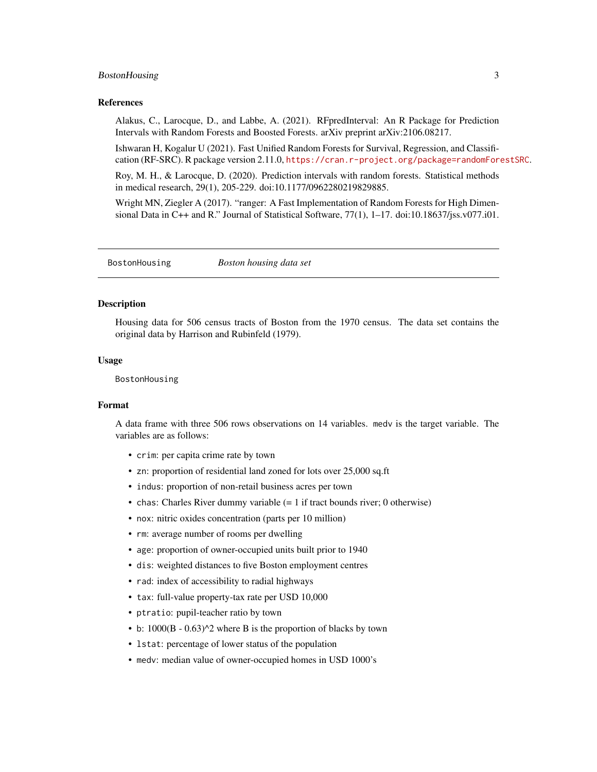### References

Alakus, C., Larocque, D., and Labbe, A. (2021). RFpredInterval: An R Package for Prediction Intervals with Random Forests and Boosted Forests. arXiv preprint arXiv:2106.08217.

Ishwaran H, Kogalur U (2021). Fast Unified Random Forests for Survival, Regression, and Classification (RF-SRC). R package version 2.11.0, https://cran.r-project.org/package=randomForestSRC.

Roy, M. H., & Larocque, D. (2020). Prediction intervals with random forests. Statistical methods in medical research, 29(1), 205-229. doi:10.1177/0962280219829885.

Wright MN, Ziegler A (2017). "ranger: A Fast Implementation of Random Forests for High Dimensional Data in C++ and R." Journal of Statistical Software, 77(1), 1–17. doi:10.18637/jss.v077.i01.

---

## BostonHousing *Boston housing data set*

---

### Description

Housing data for 506 census tracts of Boston from the 1970 census. The data set contains the original data by Harrison and Rubinfeld (1979).

### Usage

```
BostonHousing
```

### Format

A data frame with three 506 rows observations on 14 variables. `medv` is the target variable. The variables are as follows:

- `crim`: per capita crime rate by town
- `zn`: proportion of residential land zoned for lots over 25,000 sq.ft
- `indus`: proportion of non-retail business acres per town
- `chas`: Charles River dummy variable (= 1 if tract bounds river; 0 otherwise)
- `nox`: nitric oxides concentration (parts per 10 million)
- `rm`: average number of rooms per dwelling
- `age`: proportion of owner-occupied units built prior to 1940
- `dis`: weighted distances to five Boston employment centres
- `rad`: index of accessibility to radial highways
- `tax`: full-value property-tax rate per USD 10,000
- `ptratio`: pupil-teacher ratio by town
- `b`: 1000(B - 0.63)^2 where B is the proportion of blacks by town
- `lstat`: percentage of lower status of the population
- `medv`: median value of owner-occupied homes in USD 1000's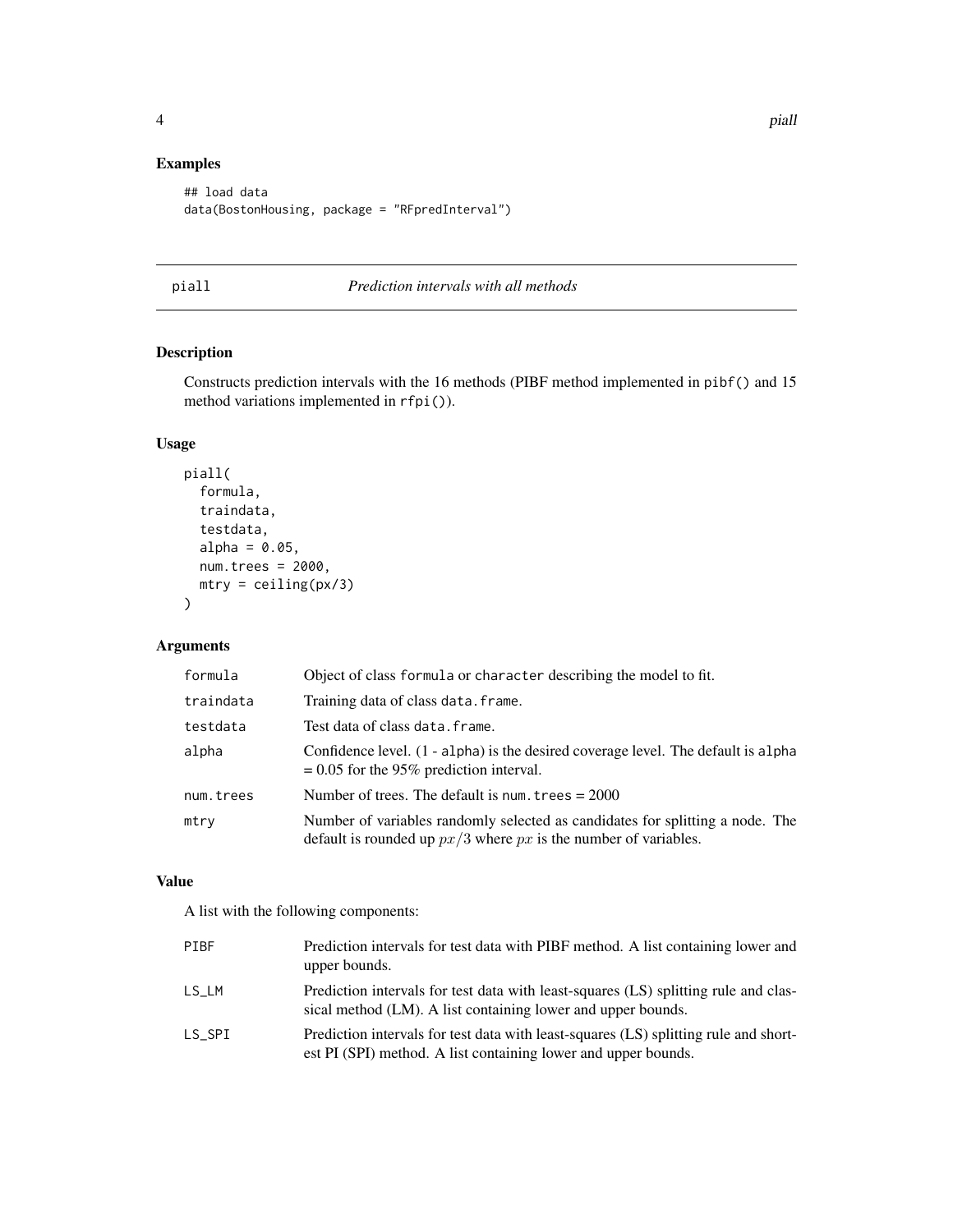## Examples

```
## load data
data(BostonHousing, package = "RFpredInterval")
```

## piall — *Prediction intervals with all methods*

### Description

Constructs prediction intervals with the 16 methods (PIBF method implemented in pibf() and 15 method variations implemented in rfpi()).

### Usage

```
piall(
  formula,
  traindata,
  testdata,
  alpha = 0.05,
  num.trees = 2000,
  mtry = ceiling(px/3)
)
```

### Arguments

| Argument | Description |
|---|---|
| formula | Object of class formula or character describing the model to fit. |
| traindata | Training data of class data.frame. |
| testdata | Test data of class data.frame. |
| alpha | Confidence level. (1 - alpha) is the desired coverage level. The default is alpha = 0.05 for the 95% prediction interval. |
| num.trees | Number of trees. The default is num.trees = 2000 |
| mtry | Number of variables randomly selected as candidates for splitting a node. The default is rounded up $px/3$ where $px$ is the number of variables. |

### Value

A list with the following components:

| Component | Description |
|---|---|
| PIBF | Prediction intervals for test data with PIBF method. A list containing lower and upper bounds. |
| LS_LM | Prediction intervals for test data with least-squares (LS) splitting rule and classical method (LM). A list containing lower and upper bounds. |
| LS_SPI | Prediction intervals for test data with least-squares (LS) splitting rule and shortest PI (SPI) method. A list containing lower and upper bounds. |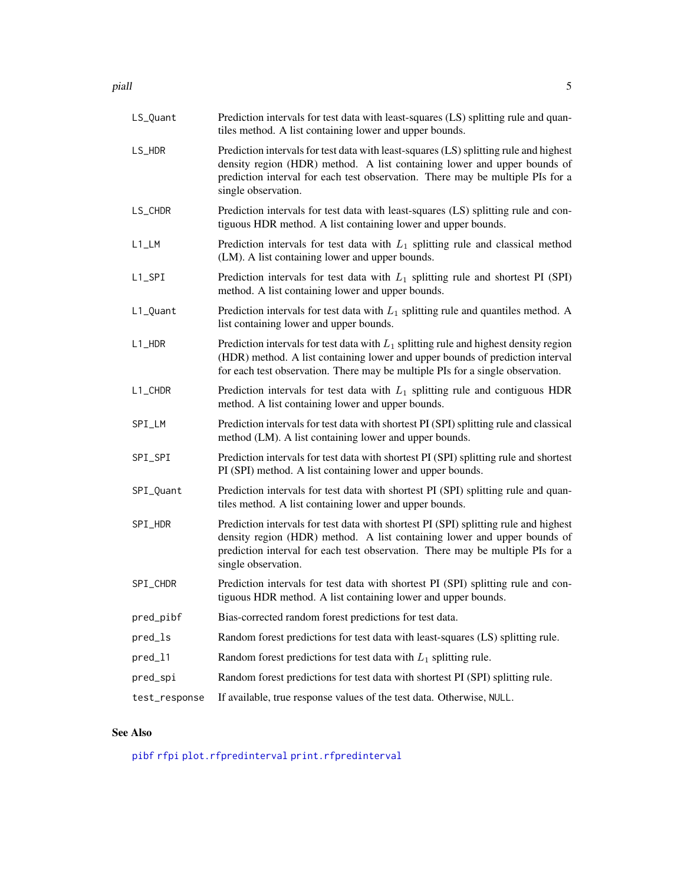| | |
|---|---|
| LS_Quant | Prediction intervals for test data with least-squares (LS) splitting rule and quantiles method. A list containing lower and upper bounds. |
| LS_HDR | Prediction intervals for test data with least-squares (LS) splitting rule and highest density region (HDR) method. A list containing lower and upper bounds of prediction interval for each test observation. There may be multiple PIs for a single observation. |
| LS_CHDR | Prediction intervals for test data with least-squares (LS) splitting rule and contiguous HDR method. A list containing lower and upper bounds. |
| L1_LM | Prediction intervals for test data with $L_1$ splitting rule and classical method (LM). A list containing lower and upper bounds. |
| L1_SPI | Prediction intervals for test data with $L_1$ splitting rule and shortest PI (SPI) method. A list containing lower and upper bounds. |
| L1_Quant | Prediction intervals for test data with $L_1$ splitting rule and quantiles method. A list containing lower and upper bounds. |
| L1_HDR | Prediction intervals for test data with $L_1$ splitting rule and highest density region (HDR) method. A list containing lower and upper bounds of prediction interval for each test observation. There may be multiple PIs for a single observation. |
| L1_CHDR | Prediction intervals for test data with $L_1$ splitting rule and contiguous HDR method. A list containing lower and upper bounds. |
| SPI_LM | Prediction intervals for test data with shortest PI (SPI) splitting rule and classical method (LM). A list containing lower and upper bounds. |
| SPI_SPI | Prediction intervals for test data with shortest PI (SPI) splitting rule and shortest PI (SPI) method. A list containing lower and upper bounds. |
| SPI_Quant | Prediction intervals for test data with shortest PI (SPI) splitting rule and quantiles method. A list containing lower and upper bounds. |
| SPI_HDR | Prediction intervals for test data with shortest PI (SPI) splitting rule and highest density region (HDR) method. A list containing lower and upper bounds of prediction interval for each test observation. There may be multiple PIs for a single observation. |
| SPI_CHDR | Prediction intervals for test data with shortest PI (SPI) splitting rule and contiguous HDR method. A list containing lower and upper bounds. |
| pred_pibf | Bias-corrected random forest predictions for test data. |
| pred_ls | Random forest predictions for test data with least-squares (LS) splitting rule. |
| pred_l1 | Random forest predictions for test data with $L_1$ splitting rule. |
| pred_spi | Random forest predictions for test data with shortest PI (SPI) splitting rule. |
| test_response | If available, true response values of the test data. Otherwise, NULL. |

## See Also

pibf rfpi plot.rfpredinterval print.rfpredinterval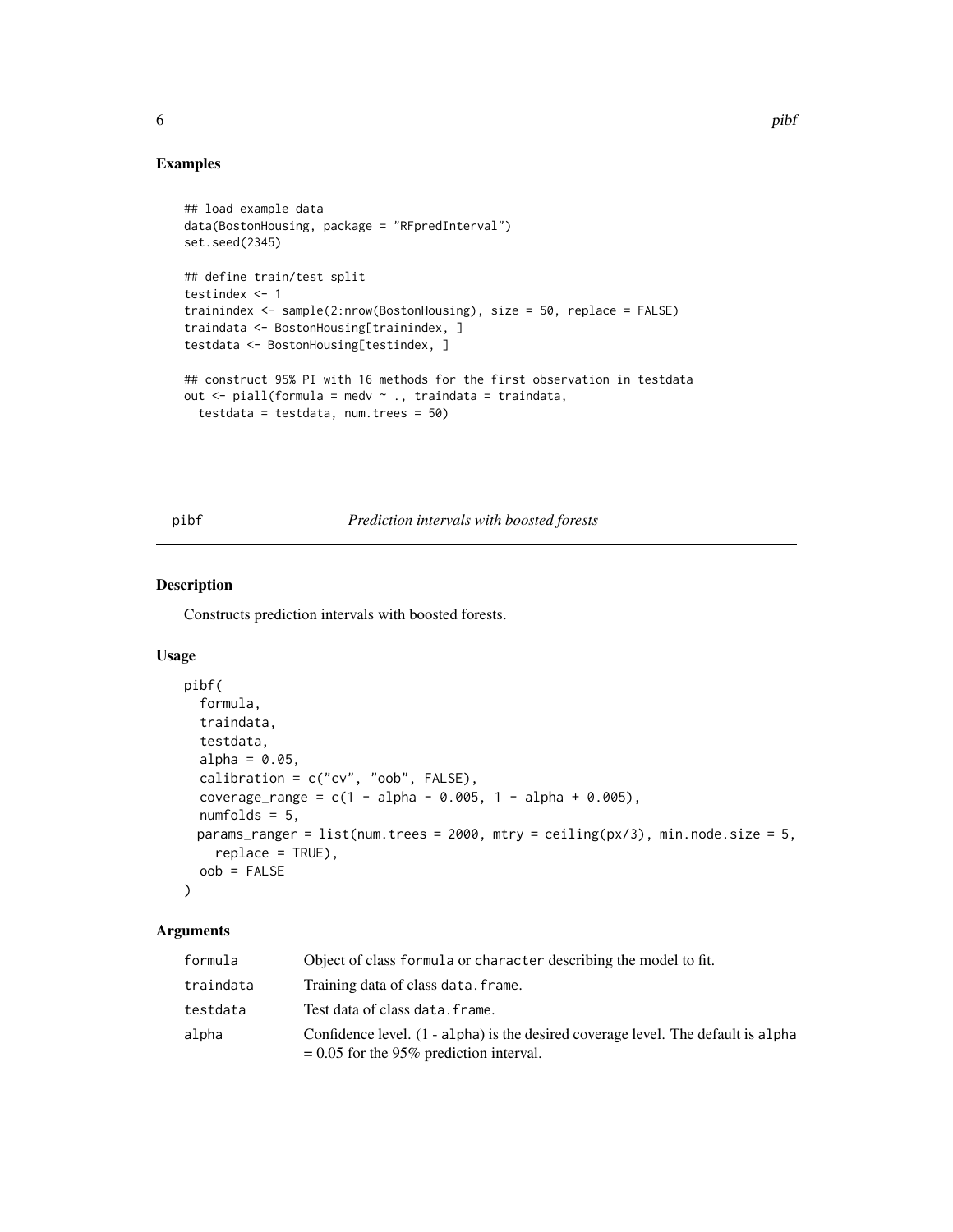## Examples

```
## load example data
data(BostonHousing, package = "RFpredInterval")
set.seed(2345)

## define train/test split
testindex <- 1
trainindex <- sample(2:nrow(BostonHousing), size = 50, replace = FALSE)
traindata <- BostonHousing[trainindex, ]
testdata <- BostonHousing[testindex, ]

## construct 95% PI with 16 methods for the first observation in testdata
out <- piall(formula = medv ~ ., traindata = traindata,
  testdata = testdata, num.trees = 50)
```

---

pibf — *Prediction intervals with boosted forests*

---

## Description

Constructs prediction intervals with boosted forests.

## Usage

```
pibf(
  formula,
  traindata,
  testdata,
  alpha = 0.05,
  calibration = c("cv", "oob", FALSE),
  coverage_range = c(1 - alpha - 0.005, 1 - alpha + 0.005),
  numfolds = 5,
  params_ranger = list(num.trees = 2000, mtry = ceiling(px/3), min.node.size = 5,
    replace = TRUE),
  oob = FALSE
)
```

## Arguments

| | |
|---|---|
| formula | Object of class `formula` or `character` describing the model to fit. |
| traindata | Training data of class `data.frame`. |
| testdata | Test data of class `data.frame`. |
| alpha | Confidence level. (1 - `alpha`) is the desired coverage level. The default is `alpha` = 0.05 for the 95% prediction interval. |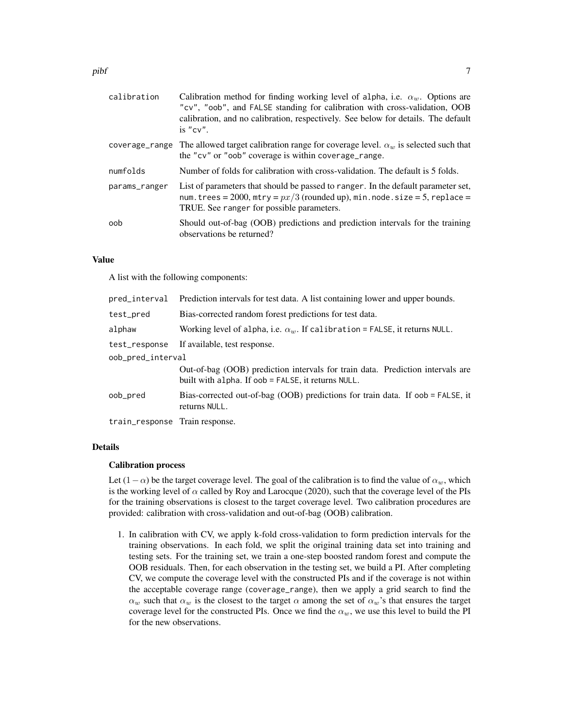| | |
|---|---|
| calibration | Calibration method for finding working level of alpha, i.e. $\alpha_w$. Options are "cv", "oob", and FALSE standing for calibration with cross-validation, OOB calibration, and no calibration, respectively. See below for details. The default is "cv". |
| coverage_range | The allowed target calibration range for coverage level. $\alpha_w$ is selected such that the "cv" or "oob" coverage is within coverage_range. |
| numfolds | Number of folds for calibration with cross-validation. The default is 5 folds. |
| params_ranger | List of parameters that should be passed to ranger. In the default parameter set, num.trees = 2000, mtry = $px/3$ (rounded up), min.node.size = 5, replace = TRUE. See ranger for possible parameters. |
| oob | Should out-of-bag (OOB) predictions and prediction intervals for the training observations be returned? |

## Value

A list with the following components:

| | |
|---|---|
| pred_interval | Prediction intervals for test data. A list containing lower and upper bounds. |
| test_pred | Bias-corrected random forest predictions for test data. |
| alphaw | Working level of alpha, i.e. $\alpha_w$. If calibration = FALSE, it returns NULL. |
| test_response | If available, test response. |
| oob_pred_interval | Out-of-bag (OOB) prediction intervals for train data. Prediction intervals are built with alpha. If oob = FALSE, it returns NULL. |
| oob_pred | Bias-corrected out-of-bag (OOB) predictions for train data. If oob = FALSE, it returns NULL. |
| train_response | Train response. |

## Details

### Calibration process

Let $(1 - \alpha)$ be the target coverage level. The goal of the calibration is to find the value of $\alpha_w$, which is the working level of $\alpha$ called by Roy and Larocque (2020), such that the coverage level of the PIs for the training observations is closest to the target coverage level. Two calibration procedures are provided: calibration with cross-validation and out-of-bag (OOB) calibration.

1. In calibration with CV, we apply k-fold cross-validation to form prediction intervals for the training observations. In each fold, we split the original training data set into training and testing sets. For the training set, we train a one-step boosted random forest and compute the OOB residuals. Then, for each observation in the testing set, we build a PI. After completing CV, we compute the coverage level with the constructed PIs and if the coverage is not within the acceptable coverage range (coverage_range), then we apply a grid search to find the $\alpha_w$ such that $\alpha_w$ is the closest to the target $\alpha$ among the set of $\alpha_w$'s that ensures the target coverage level for the constructed PIs. Once we find the $\alpha_w$, we use this level to build the PI for the new observations.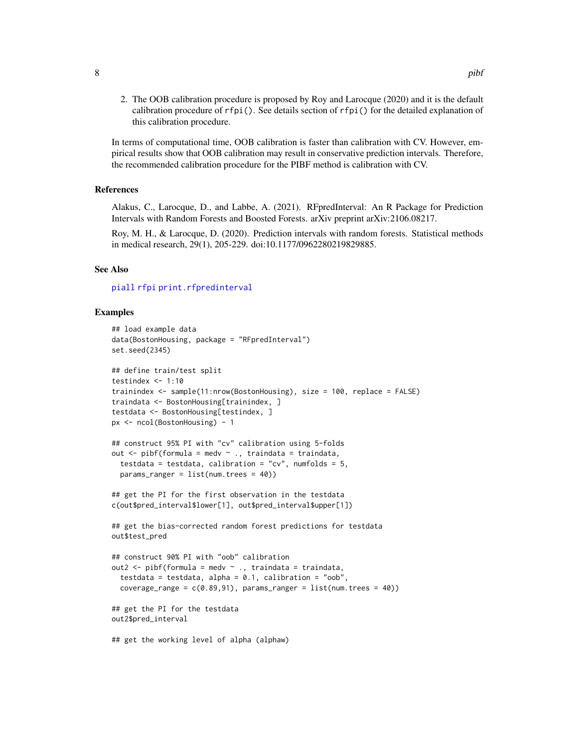2. The OOB calibration procedure is proposed by Roy and Larocque (2020) and it is the default calibration procedure of `rfpi()`. See details section of `rfpi()` for the detailed explanation of this calibration procedure.

In terms of computational time, OOB calibration is faster than calibration with CV. However, empirical results show that OOB calibration may result in conservative prediction intervals. Therefore, the recommended calibration procedure for the PIBF method is calibration with CV.

## References

Alakus, C., Larocque, D., and Labbe, A. (2021). RFpredInterval: An R Package for Prediction Intervals with Random Forests and Boosted Forests. arXiv preprint arXiv:2106.08217.

Roy, M. H., & Larocque, D. (2020). Prediction intervals with random forests. Statistical methods in medical research, 29(1), 205-229. doi:10.1177/0962280219829885.

## See Also

`piall` `rfpi` `print.rfpredinterval`

## Examples

```
## load example data
data(BostonHousing, package = "RFpredInterval")
set.seed(2345)

## define train/test split
testindex <- 1:10
trainindex <- sample(11:nrow(BostonHousing), size = 100, replace = FALSE)
traindata <- BostonHousing[trainindex, ]
testdata <- BostonHousing[testindex, ]
px <- ncol(BostonHousing) - 1

## construct 95% PI with "cv" calibration using 5-folds
out <- pibf(formula = medv ~ ., traindata = traindata,
  testdata = testdata, calibration = "cv", numfolds = 5,
  params_ranger = list(num.trees = 40))

## get the PI for the first observation in the testdata
c(out$pred_interval$lower[1], out$pred_interval$upper[1])

## get the bias-corrected random forest predictions for testdata
out$test_pred

## construct 90% PI with "oob" calibration
out2 <- pibf(formula = medv ~ ., traindata = traindata,
  testdata = testdata, alpha = 0.1, calibration = "oob",
  coverage_range = c(0.89,91), params_ranger = list(num.trees = 40))

## get the PI for the testdata
out2$pred_interval

## get the working level of alpha (alphaw)
```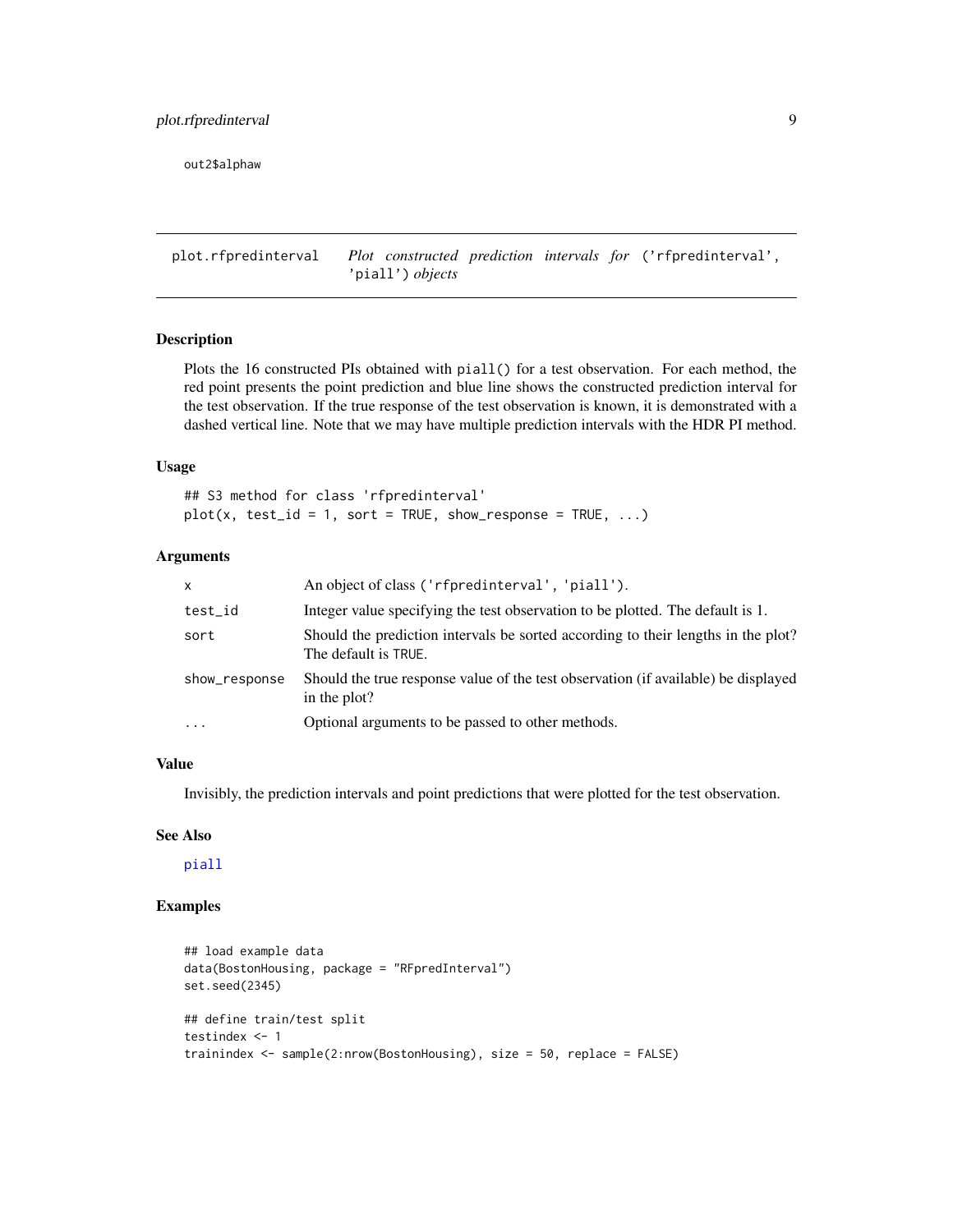```
out2$alphaw
```

## plot.rfpredinterval *Plot constructed prediction intervals for ('rfpredinterval', 'piall') objects*

### Description

Plots the 16 constructed PIs obtained with `piall()` for a test observation. For each method, the red point presents the point prediction and blue line shows the constructed prediction interval for the test observation. If the true response of the test observation is known, it is demonstrated with a dashed vertical line. Note that we may have multiple prediction intervals with the HDR PI method.

### Usage

```
## S3 method for class 'rfpredinterval'
plot(x, test_id = 1, sort = TRUE, show_response = TRUE, ...)
```

### Arguments

| | |
|---|---|
| `x` | An object of class `('rfpredinterval', 'piall')`. |
| `test_id` | Integer value specifying the test observation to be plotted. The default is 1. |
| `sort` | Should the prediction intervals be sorted according to their lengths in the plot? The default is `TRUE`. |
| `show_response` | Should the true response value of the test observation (if available) be displayed in the plot? |
| `...` | Optional arguments to be passed to other methods. |

### Value

Invisibly, the prediction intervals and point predictions that were plotted for the test observation.

### See Also

`piall`

### Examples

```
## load example data
data(BostonHousing, package = "RFpredInterval")
set.seed(2345)

## define train/test split
testindex <- 1
trainindex <- sample(2:nrow(BostonHousing), size = 50, replace = FALSE)
```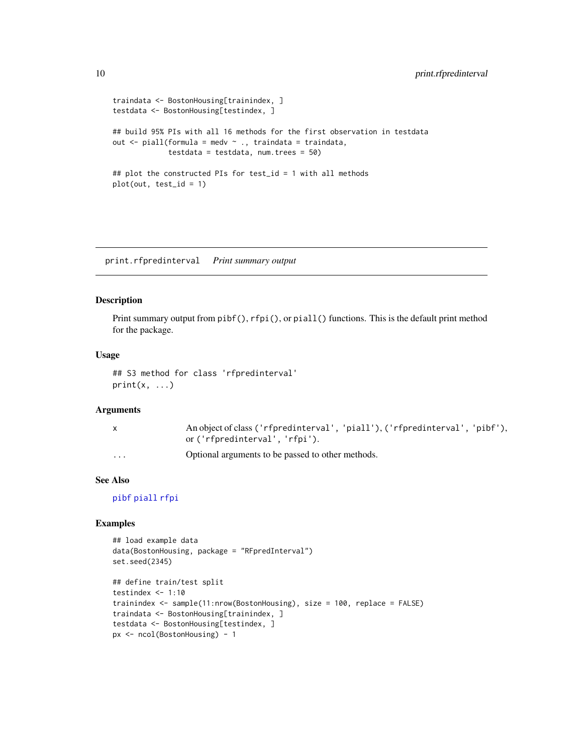```
traindata <- BostonHousing[trainindex, ]
testdata <- BostonHousing[testindex, ]

## build 95% PIs with all 16 methods for the first observation in testdata
out <- piall(formula = medv ~ ., traindata = traindata,
             testdata = testdata, num.trees = 50)

## plot the constructed PIs for test_id = 1 with all methods
plot(out, test_id = 1)
```

---

## print.rfpredinterval    *Print summary output*

---

### Description

Print summary output from `pibf()`, `rfpi()`, or `piall()` functions. This is the default print method for the package.

### Usage

```
## S3 method for class 'rfpredinterval'
print(x, ...)
```

### Arguments

| | |
|---|---|
| `x` | An object of class (`'rfpredinterval'`, `'piall'`), (`'rfpredinterval'`, `'pibf'`), or (`'rfpredinterval'`, `'rfpi'`). |
| `...` | Optional arguments to be passed to other methods. |

### See Also

pibf piall rfpi

### Examples

```
## load example data
data(BostonHousing, package = "RFpredInterval")
set.seed(2345)

## define train/test split
testindex <- 1:10
trainindex <- sample(11:nrow(BostonHousing), size = 100, replace = FALSE)
traindata <- BostonHousing[trainindex, ]
testdata <- BostonHousing[testindex, ]
px <- ncol(BostonHousing) - 1
```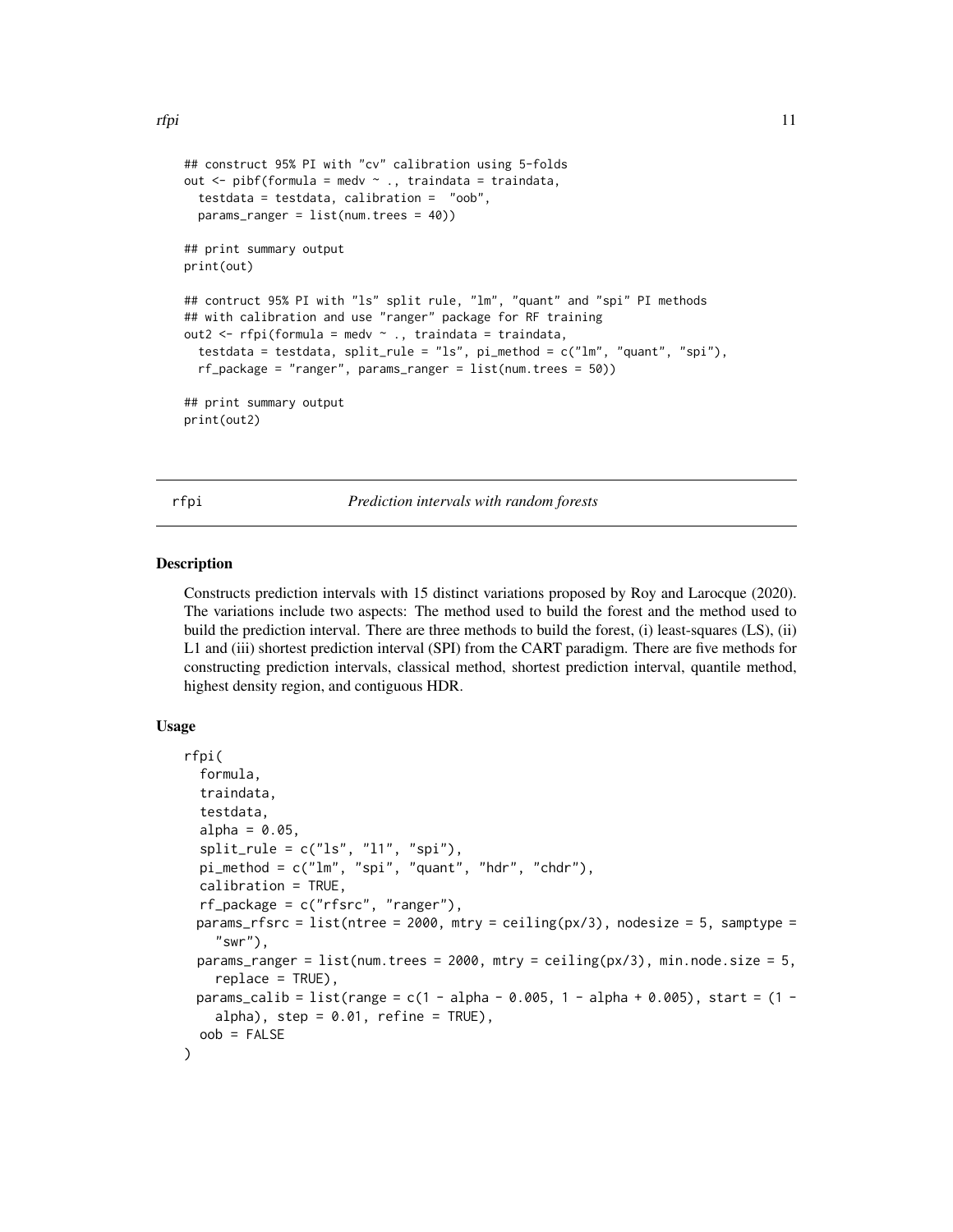```
## construct 95% PI with "cv" calibration using 5-folds
out <- pibf(formula = medv ~ ., traindata = traindata,
  testdata = testdata, calibration =  "oob",
  params_ranger = list(num.trees = 40))

## print summary output
print(out)

## contruct 95% PI with "ls" split rule, "lm", "quant" and "spi" PI methods
## with calibration and use "ranger" package for RF training
out2 <- rfpi(formula = medv ~ ., traindata = traindata,
  testdata = testdata, split_rule = "ls", pi_method = c("lm", "quant", "spi"),
  rf_package = "ranger", params_ranger = list(num.trees = 50))

## print summary output
print(out2)
```

## rfpi — *Prediction intervals with random forests*

### Description

Constructs prediction intervals with 15 distinct variations proposed by Roy and Larocque (2020). The variations include two aspects: The method used to build the forest and the method used to build the prediction interval. There are three methods to build the forest, (i) least-squares (LS), (ii) L1 and (iii) shortest prediction interval (SPI) from the CART paradigm. There are five methods for constructing prediction intervals, classical method, shortest prediction interval, quantile method, highest density region, and contiguous HDR.

### Usage

```
rfpi(
  formula,
  traindata,
  testdata,
  alpha = 0.05,
  split_rule = c("ls", "l1", "spi"),
  pi_method = c("lm", "spi", "quant", "hdr", "chdr"),
  calibration = TRUE,
  rf_package = c("rfsrc", "ranger"),
  params_rfsrc = list(ntree = 2000, mtry = ceiling(px/3), nodesize = 5, samptype =
    "swr"),
  params_ranger = list(num.trees = 2000, mtry = ceiling(px/3), min.node.size = 5,
    replace = TRUE),
  params_calib = list(range = c(1 - alpha - 0.005, 1 - alpha + 0.005), start = (1 -
    alpha), step = 0.01, refine = TRUE),
  oob = FALSE
)
```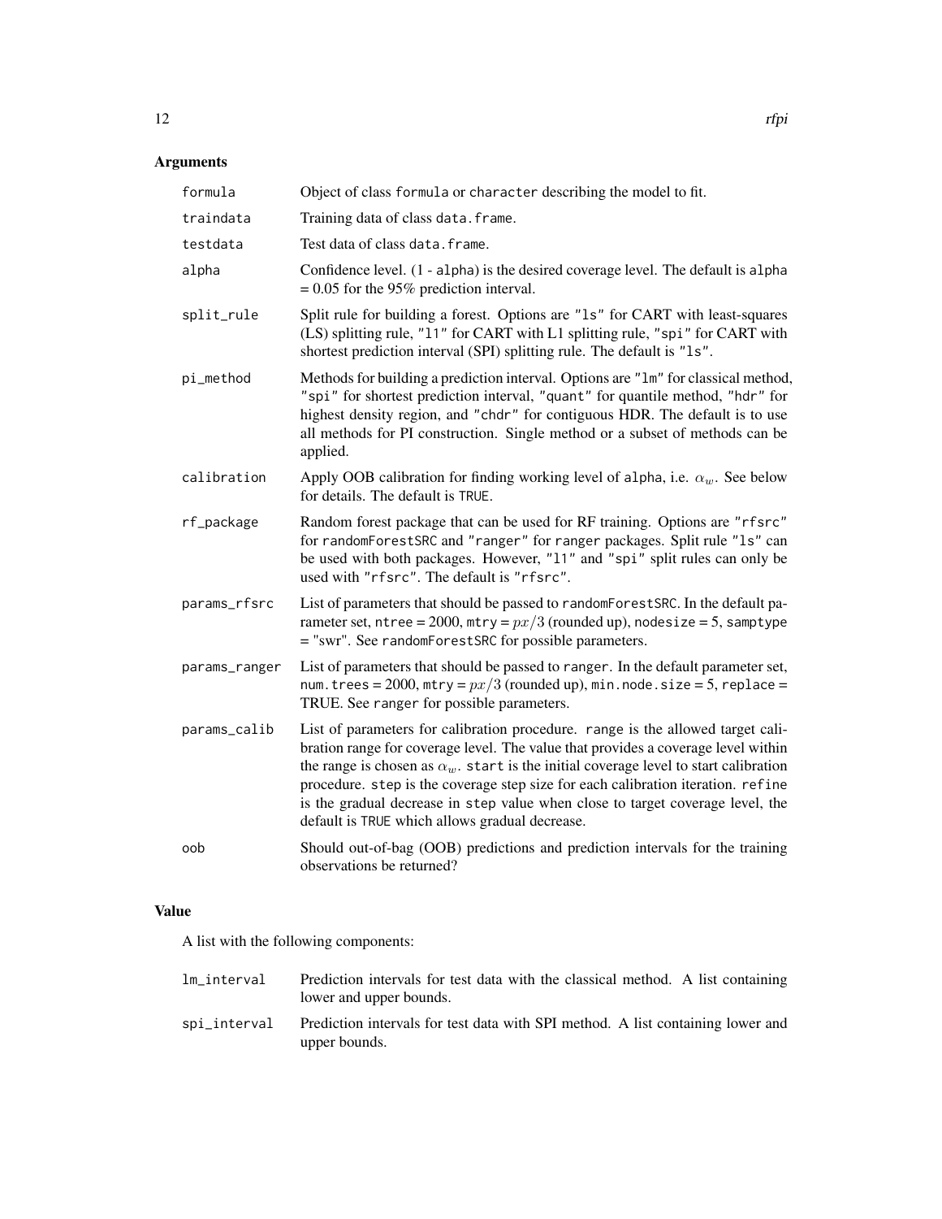## Arguments

- **formula**: Object of class `formula` or `character` describing the model to fit.
- **traindata**: Training data of class `data.frame`.
- **testdata**: Test data of class `data.frame`.
- **alpha**: Confidence level. (1 - `alpha`) is the desired coverage level. The default is `alpha` = 0.05 for the 95% prediction interval.
- **split_rule**: Split rule for building a forest. Options are `"ls"` for CART with least-squares (LS) splitting rule, `"l1"` for CART with L1 splitting rule, `"spi"` for CART with shortest prediction interval (SPI) splitting rule. The default is `"ls"`.
- **pi_method**: Methods for building a prediction interval. Options are `"lm"` for classical method, `"spi"` for shortest prediction interval, `"quant"` for quantile method, `"hdr"` for highest density region, and `"chdr"` for contiguous HDR. The default is to use all methods for PI construction. Single method or a subset of methods can be applied.
- **calibration**: Apply OOB calibration for finding working level of `alpha`, i.e. $\alpha_w$. See below for details. The default is `TRUE`.
- **rf_package**: Random forest package that can be used for RF training. Options are `"rfsrc"` for `randomForestSRC` and `"ranger"` for `ranger` packages. Split rule `"ls"` can be used with both packages. However, `"l1"` and `"spi"` split rules can only be used with `"rfsrc"`. The default is `"rfsrc"`.
- **params_rfsrc**: List of parameters that should be passed to `randomForestSRC`. In the default parameter set, `ntree` = 2000, `mtry` = $px/3$ (rounded up), `nodesize` = 5, `samptype` = "swr". See `randomForestSRC` for possible parameters.
- **params_ranger**: List of parameters that should be passed to `ranger`. In the default parameter set, `num.trees` = 2000, `mtry` = $px/3$ (rounded up), `min.node.size` = 5, `replace` = TRUE. See `ranger` for possible parameters.
- **params_calib**: List of parameters for calibration procedure. `range` is the allowed target calibration range for coverage level. The value that provides a coverage level within the range is chosen as $\alpha_w$. `start` is the initial coverage level to start calibration procedure. `step` is the coverage step size for each calibration iteration. `refine` is the gradual decrease in `step` value when close to target coverage level, the default is `TRUE` which allows gradual decrease.
- **oob**: Should out-of-bag (OOB) predictions and prediction intervals for the training observations be returned?

## Value

A list with the following components:

- **lm_interval**: Prediction intervals for test data with the classical method. A list containing lower and upper bounds.
- **spi_interval**: Prediction intervals for test data with SPI method. A list containing lower and upper bounds.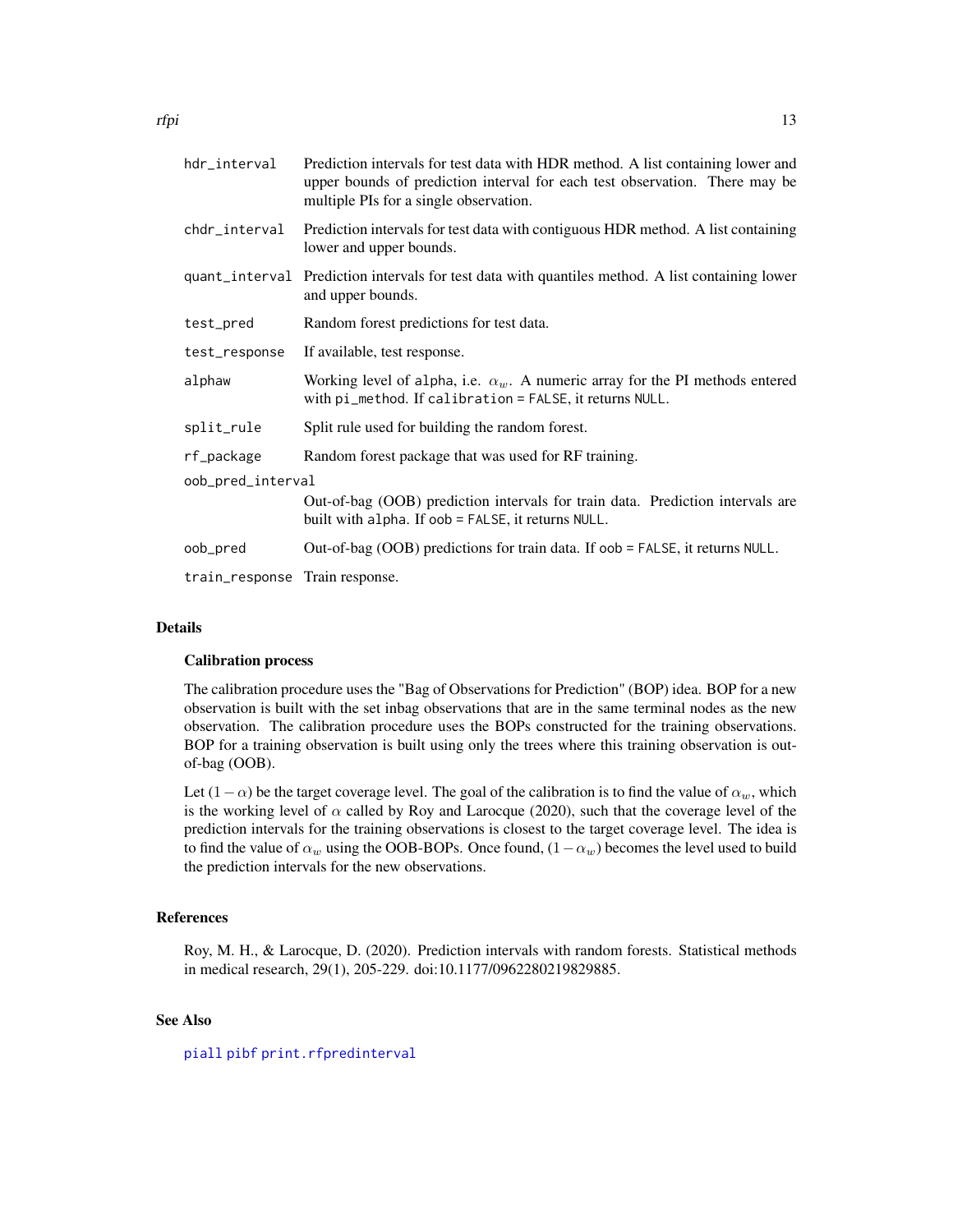| | |
|---|---|
| `hdr_interval` | Prediction intervals for test data with HDR method. A list containing lower and upper bounds of prediction interval for each test observation. There may be multiple PIs for a single observation. |
| `chdr_interval` | Prediction intervals for test data with contiguous HDR method. A list containing lower and upper bounds. |
| `quant_interval` | Prediction intervals for test data with quantiles method. A list containing lower and upper bounds. |
| `test_pred` | Random forest predictions for test data. |
| `test_response` | If available, test response. |
| `alphaw` | Working level of `alpha`, i.e. $\alpha_w$. A numeric array for the PI methods entered with `pi_method`. If `calibration = FALSE`, it returns `NULL`. |
| `split_rule` | Split rule used for building the random forest. |
| `rf_package` | Random forest package that was used for RF training. |
| `oob_pred_interval` | Out-of-bag (OOB) prediction intervals for train data. Prediction intervals are built with `alpha`. If `oob = FALSE`, it returns `NULL`. |
| `oob_pred` | Out-of-bag (OOB) predictions for train data. If `oob = FALSE`, it returns `NULL`. |
| `train_response` | Train response. |

## Details

### Calibration process

The calibration procedure uses the "Bag of Observations for Prediction" (BOP) idea. BOP for a new observation is built with the set inbag observations that are in the same terminal nodes as the new observation. The calibration procedure uses the BOPs constructed for the training observations. BOP for a training observation is built using only the trees where this training observation is out-of-bag (OOB).

Let $(1-\alpha)$ be the target coverage level. The goal of the calibration is to find the value of $\alpha_w$, which is the working level of $\alpha$ called by Roy and Larocque (2020), such that the coverage level of the prediction intervals for the training observations is closest to the target coverage level. The idea is to find the value of $\alpha_w$ using the OOB-BOPs. Once found, $(1-\alpha_w)$ becomes the level used to build the prediction intervals for the new observations.

## References

Roy, M. H., & Larocque, D. (2020). Prediction intervals with random forests. Statistical methods in medical research, 29(1), 205-229. doi:10.1177/0962280219829885.

## See Also

`piall` `pibf` `print.rfpredinterval`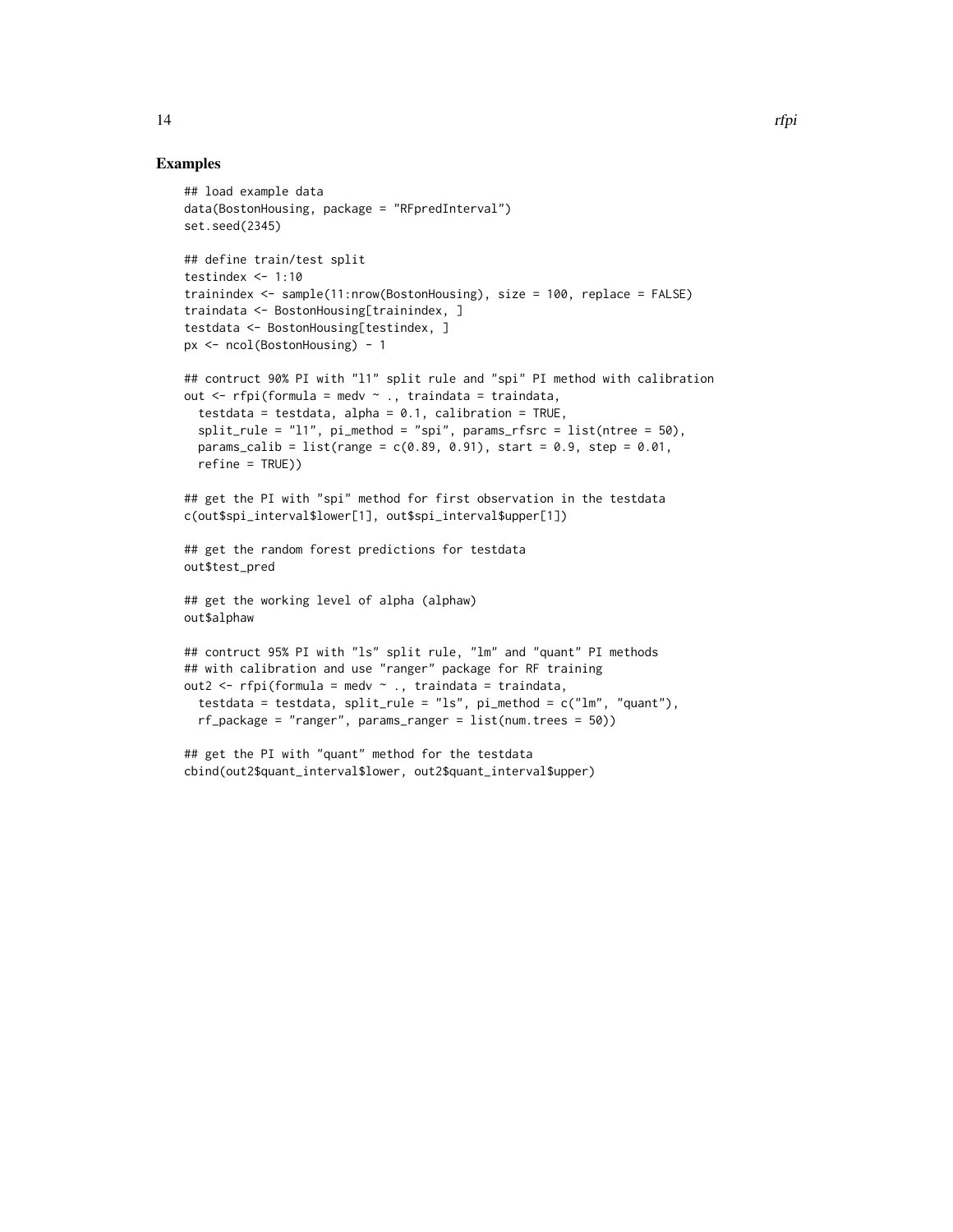## Examples

```
## load example data
data(BostonHousing, package = "RFpredInterval")
set.seed(2345)

## define train/test split
testindex <- 1:10
trainindex <- sample(11:nrow(BostonHousing), size = 100, replace = FALSE)
traindata <- BostonHousing[trainindex, ]
testdata <- BostonHousing[testindex, ]
px <- ncol(BostonHousing) - 1

## contruct 90% PI with "l1" split rule and "spi" PI method with calibration
out <- rfpi(formula = medv ~ ., traindata = traindata,
  testdata = testdata, alpha = 0.1, calibration = TRUE,
  split_rule = "l1", pi_method = "spi", params_rfsrc = list(ntree = 50),
  params_calib = list(range = c(0.89, 0.91), start = 0.9, step = 0.01,
  refine = TRUE))

## get the PI with "spi" method for first observation in the testdata
c(out$spi_interval$lower[1], out$spi_interval$upper[1])

## get the random forest predictions for testdata
out$test_pred

## get the working level of alpha (alphaw)
out$alphaw

## contruct 95% PI with "ls" split rule, "lm" and "quant" PI methods
## with calibration and use "ranger" package for RF training
out2 <- rfpi(formula = medv ~ ., traindata = traindata,
  testdata = testdata, split_rule = "ls", pi_method = c("lm", "quant"),
  rf_package = "ranger", params_ranger = list(num.trees = 50))

## get the PI with "quant" method for the testdata
cbind(out2$quant_interval$lower, out2$quant_interval$upper)
```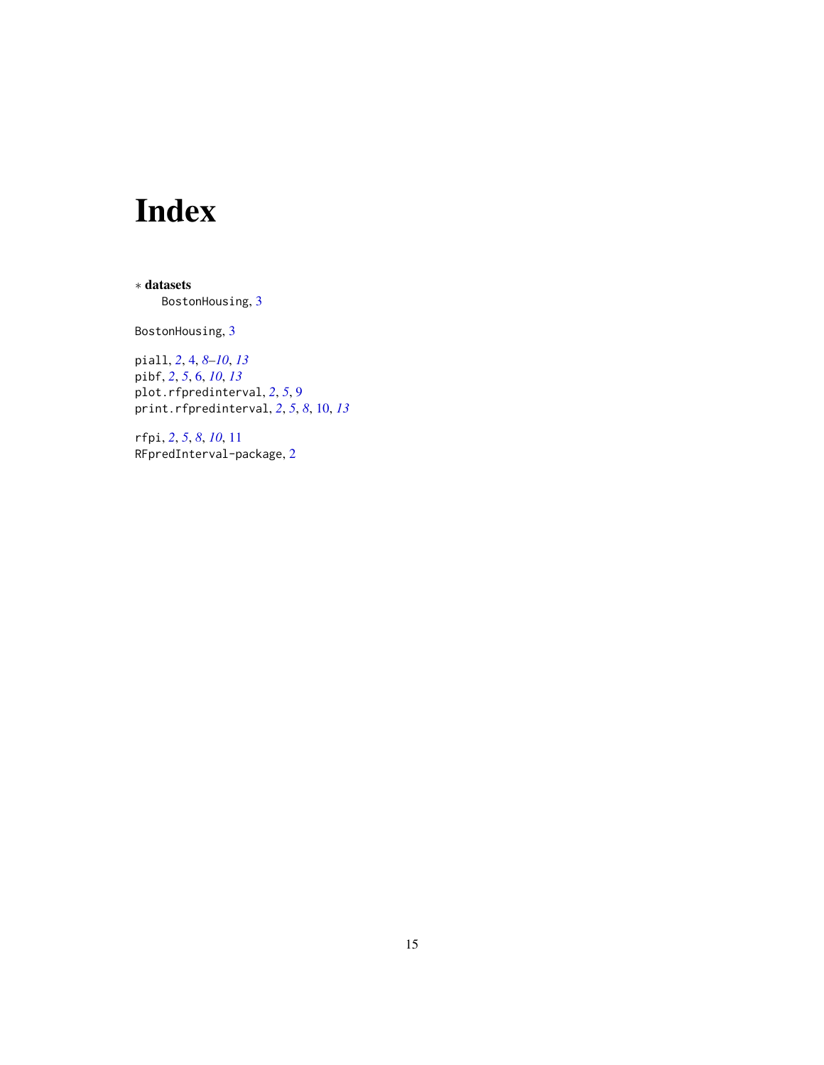# Index

∗ **datasets**

  BostonHousing, 3

BostonHousing, 3

piall, *2*, 4, *8–10*, *13*
pibf, *2*, *5*, 6, *10*, *13*
plot.rfpredinterval, *2*, *5*, 9
print.rfpredinterval, *2*, *5*, *8*, 10, *13*

rfpi, *2*, *5*, *8*, *10*, 11
RFpredInterval-package, 2